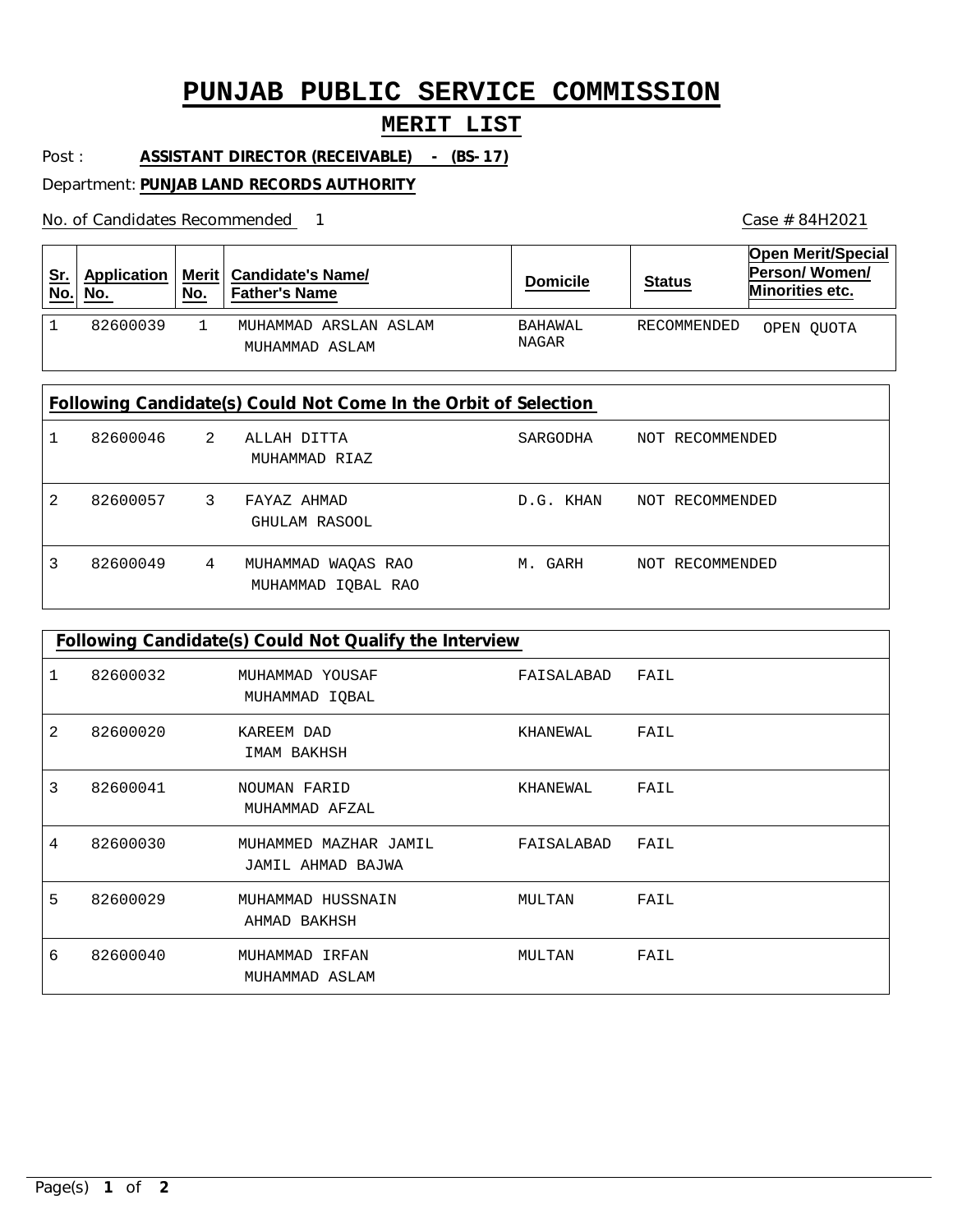# PUNJAB PUBLIC SERVICE COMMISSION

## MERIT LIST

Post : **ASSISTANT DIRECTOR (RECEIVABLE) - (BS-17)**

Department: **PUNJAB LAND RECORDS AUTHORITY**

No. of Candidates Recommended 1

Case # 84H2021

| Sr. No. | Application No. | Merit No. | Candidate's Name/ Father's Name | Domicile | Status | Open Merit/Special Person/ Women/ Minorities etc. |
|---|---|---|---|---|---|---|
| 1 | 82600039 | 1 | MUHAMMAD ARSLAN ASLAM<br>MUHAMMAD ASLAM | BAHAWAL NAGAR | RECOMMENDED | OPEN QUOTA |

**Following Candidate(s) Could Not Come In the Orbit of Selection**

| Sr. No. | Application No. | Merit No. | Candidate's Name/ Father's Name | Domicile | Status |
|---|---|---|---|---|---|
| 1 | 82600046 | 2 | ALLAH DITTA<br>MUHAMMAD RIAZ | SARGODHA | NOT RECOMMENDED |
| 2 | 82600057 | 3 | FAYAZ AHMAD<br>GHULAM RASOOL | D.G. KHAN | NOT RECOMMENDED |
| 3 | 82600049 | 4 | MUHAMMAD WAQAS RAO<br>MUHAMMAD IQBAL RAO | M. GARH | NOT RECOMMENDED |

**Following Candidate(s) Could Not Qualify the Interview**

| Sr. No. | Application No. | Candidate's Name/ Father's Name | Domicile | Status |
|---|---|---|---|---|
| 1 | 82600032 | MUHAMMAD YOUSAF<br>MUHAMMAD IQBAL | FAISALABAD | FAIL |
| 2 | 82600020 | KAREEM DAD<br>IMAM BAKHSH | KHANEWAL | FAIL |
| 3 | 82600041 | NOUMAN FARID<br>MUHAMMAD AFZAL | KHANEWAL | FAIL |
| 4 | 82600030 | MUHAMMED MAZHAR JAMIL<br>JAMIL AHMAD BAJWA | FAISALABAD | FAIL |
| 5 | 82600029 | MUHAMMAD HUSSNAIN<br>AHMAD BAKHSH | MULTAN | FAIL |
| 6 | 82600040 | MUHAMMAD IRFAN<br>MUHAMMAD ASLAM | MULTAN | FAIL |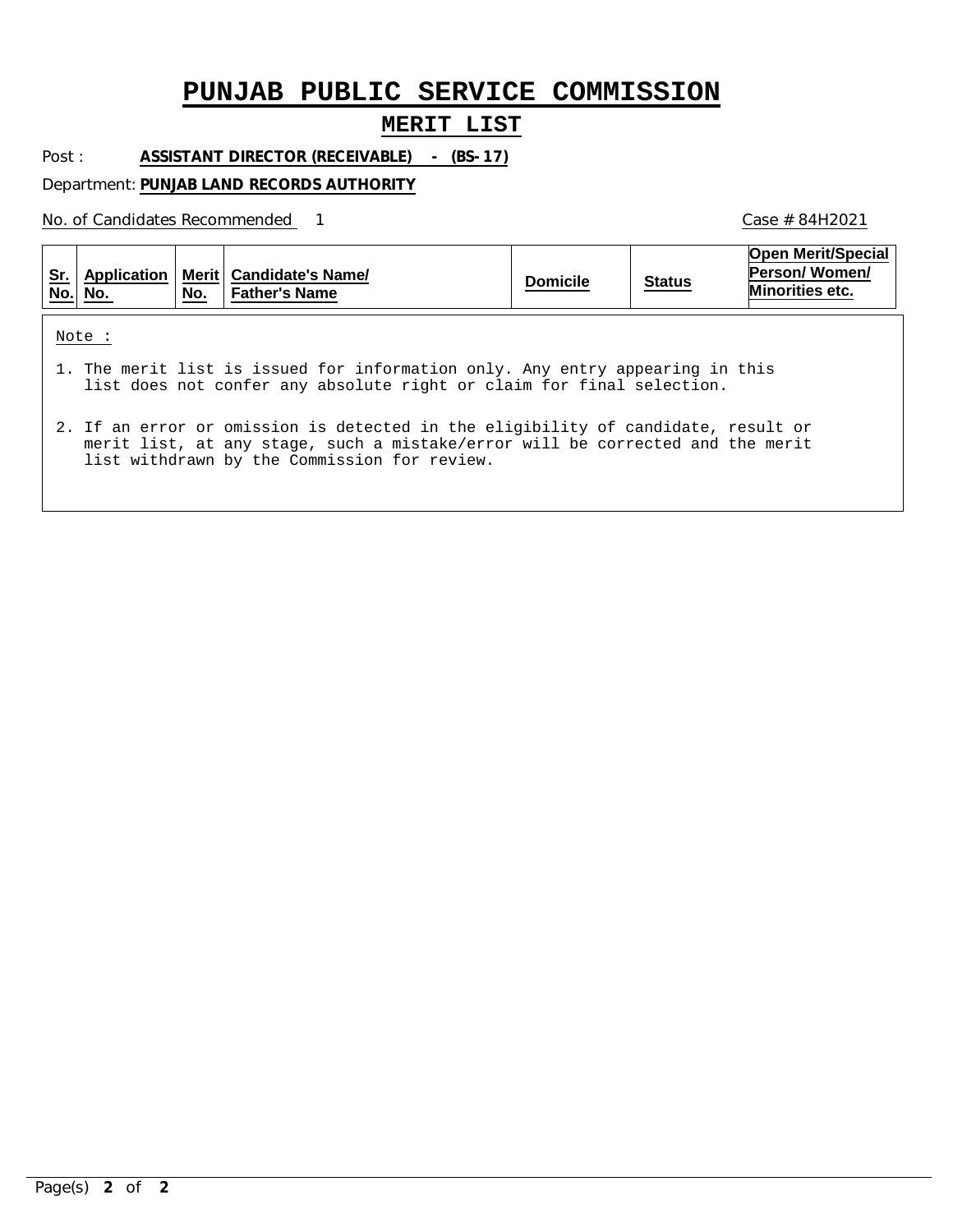# PUNJAB PUBLIC SERVICE COMMISSION

## MERIT LIST

Post : **ASSISTANT DIRECTOR (RECEIVABLE) - (BS-17)**

Department: **PUNJAB LAND RECORDS AUTHORITY**

No. of Candidates Recommended 1

Case # 84H2021

| Sr. No. | Application No. | Merit No. | Candidate's Name/ Father's Name | Domicile | Status | Open Merit/Special Person/ Women/ Minorities etc. |
|---|---|---|---|---|---|---|

Note :

1. The merit list is issued for information only. Any entry appearing in this list does not confer any absolute right or claim for final selection.

2. If an error or omission is detected in the eligibility of candidate, result or merit list, at any stage, such a mistake/error will be corrected and the merit list withdrawn by the Commission for review.